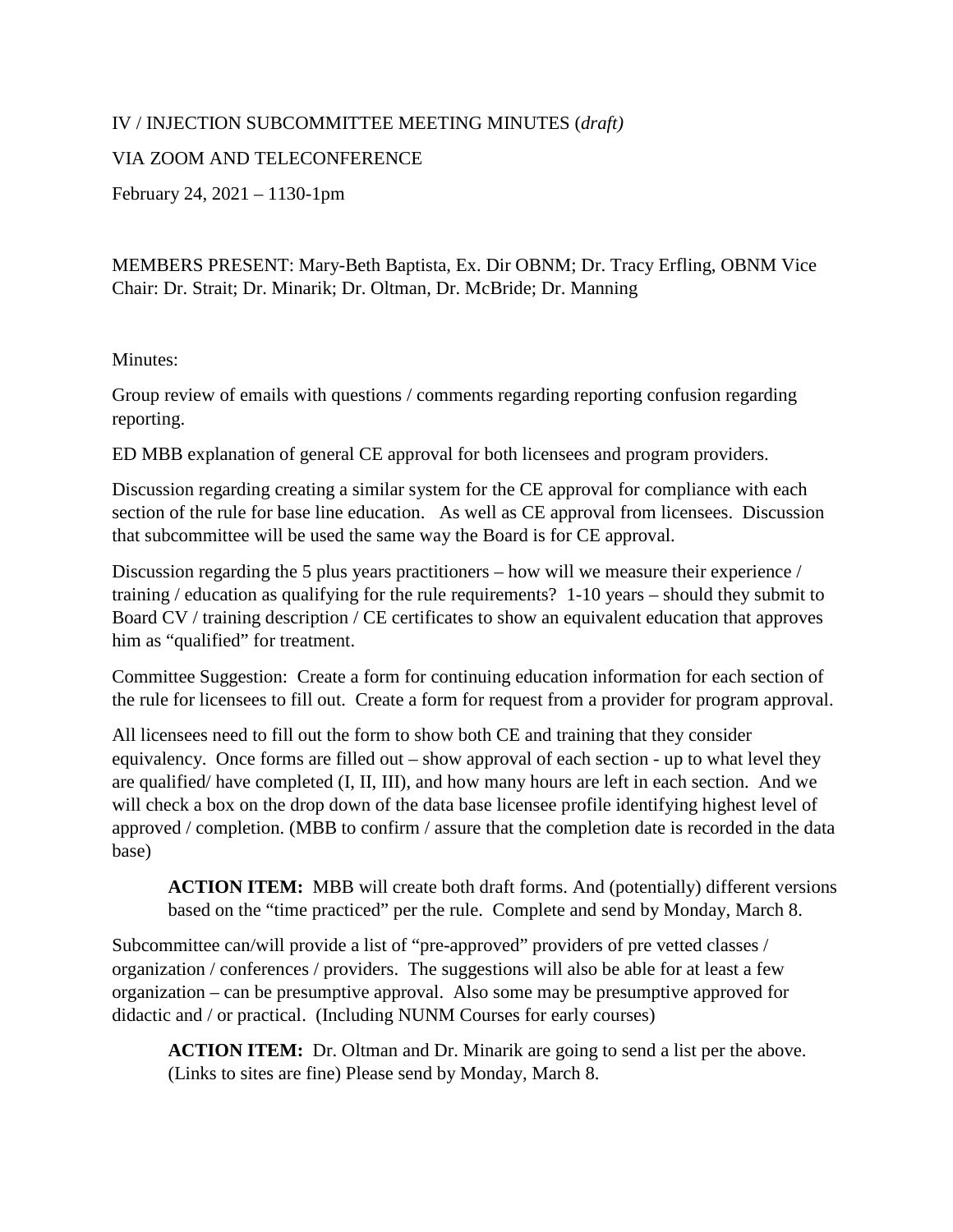IV / INJECTION SUBCOMMITTEE MEETING MINUTES (*draft)*

VIA ZOOM AND TELECONFERENCE

February 24, 2021 – 1130-1pm

MEMBERS PRESENT: Mary-Beth Baptista, Ex. Dir OBNM; Dr. Tracy Erfling, OBNM Vice Chair: Dr. Strait; Dr. Minarik; Dr. Oltman, Dr. McBride; Dr. Manning

Minutes:

Group review of emails with questions / comments regarding reporting confusion regarding reporting.

ED MBB explanation of general CE approval for both licensees and program providers.

Discussion regarding creating a similar system for the CE approval for compliance with each section of the rule for base line education. As well as CE approval from licensees. Discussion that subcommittee will be used the same way the Board is for CE approval.

Discussion regarding the 5 plus years practitioners – how will we measure their experience / training / education as qualifying for the rule requirements? 1-10 years – should they submit to Board CV / training description / CE certificates to show an equivalent education that approves him as "qualified" for treatment.

Committee Suggestion: Create a form for continuing education information for each section of the rule for licensees to fill out. Create a form for request from a provider for program approval.

All licensees need to fill out the form to show both CE and training that they consider equivalency. Once forms are filled out – show approval of each section - up to what level they are qualified/ have completed (I, II, III), and how many hours are left in each section. And we will check a box on the drop down of the data base licensee profile identifying highest level of approved / completion. (MBB to confirm / assure that the completion date is recorded in the data base)

> **ACTION ITEM:** MBB will create both draft forms. And (potentially) different versions based on the "time practiced" per the rule. Complete and send by Monday, March 8.

Subcommittee can/will provide a list of "pre-approved" providers of pre vetted classes / organization / conferences / providers. The suggestions will also be able for at least a few organization – can be presumptive approval. Also some may be presumptive approved for didactic and / or practical. (Including NUNM Courses for early courses)

> **ACTION ITEM:** Dr. Oltman and Dr. Minarik are going to send a list per the above. (Links to sites are fine) Please send by Monday, March 8.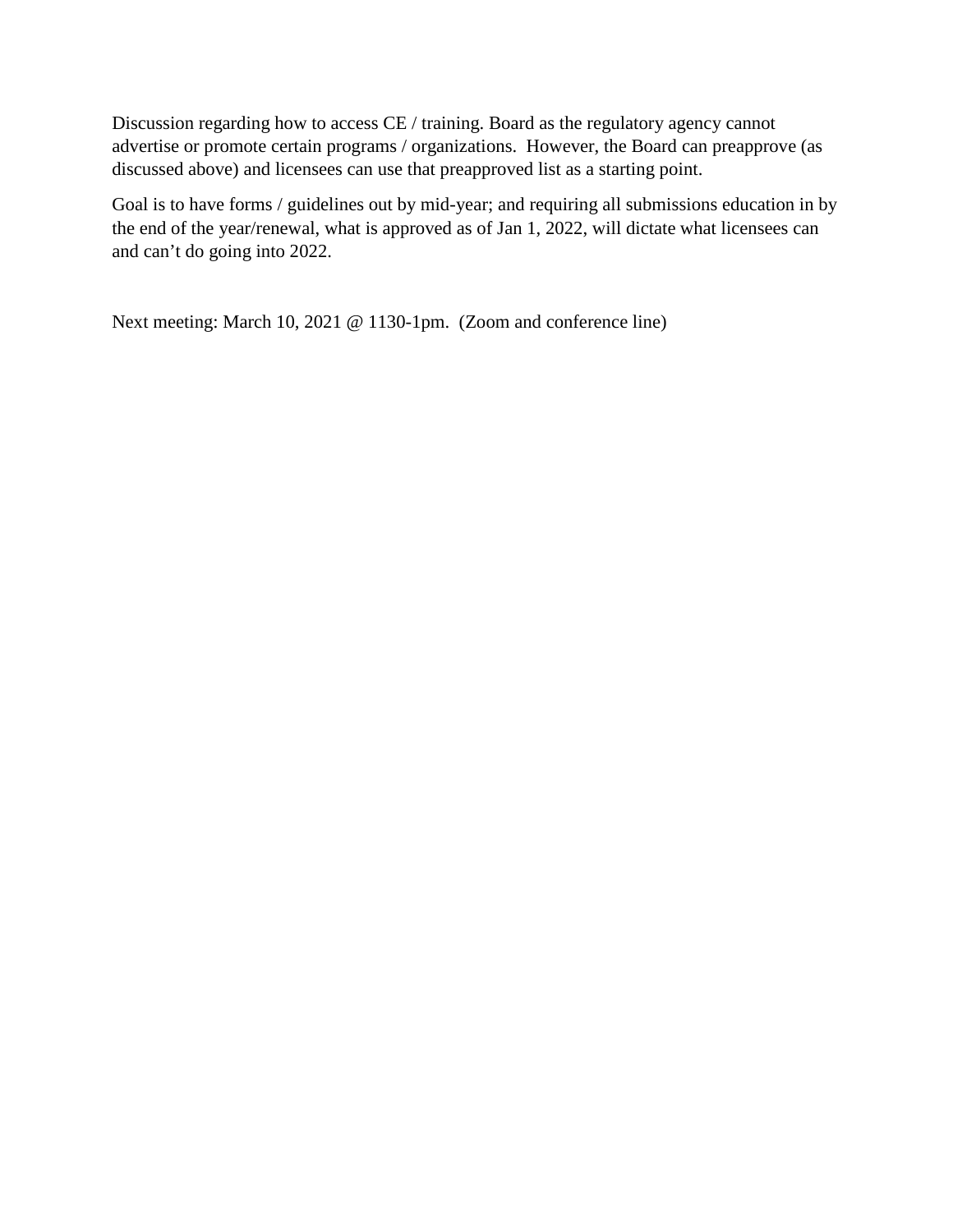Discussion regarding how to access CE / training. Board as the regulatory agency cannot advertise or promote certain programs / organizations.  However, the Board can preapprove (as discussed above) and licensees can use that preapproved list as a starting point.

Goal is to have forms / guidelines out by mid-year; and requiring all submissions education in by the end of the year/renewal, what is approved as of Jan 1, 2022, will dictate what licensees can and can't do going into 2022.

Next meeting: March 10, 2021 @ 1130-1pm.  (Zoom and conference line)